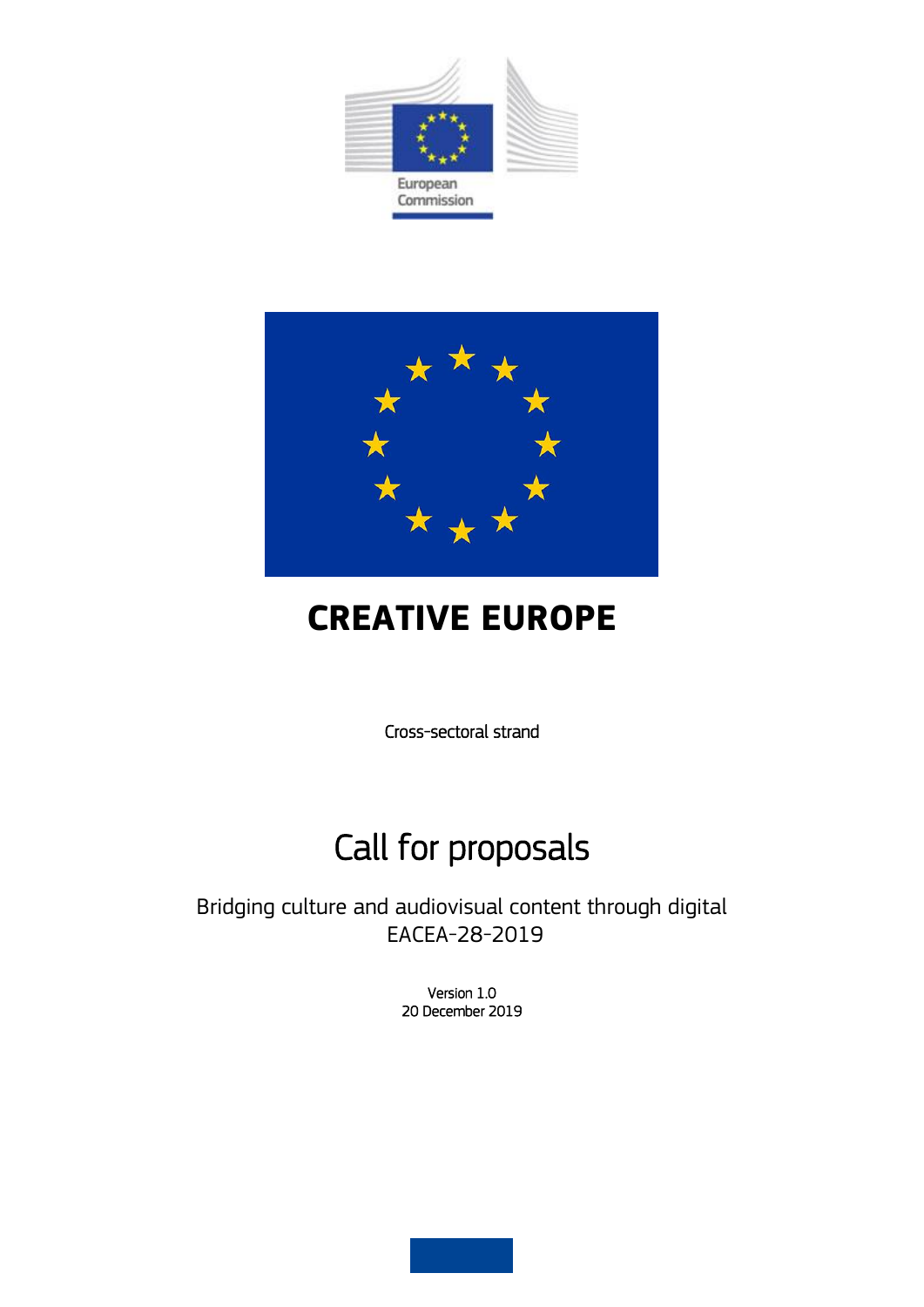European Commission

# CREATIVE EUROPE

Cross-sectoral strand

## Call for proposals

Bridging culture and audiovisual content through digital
EACEA-28-2019

Version 1.0
20 December 2019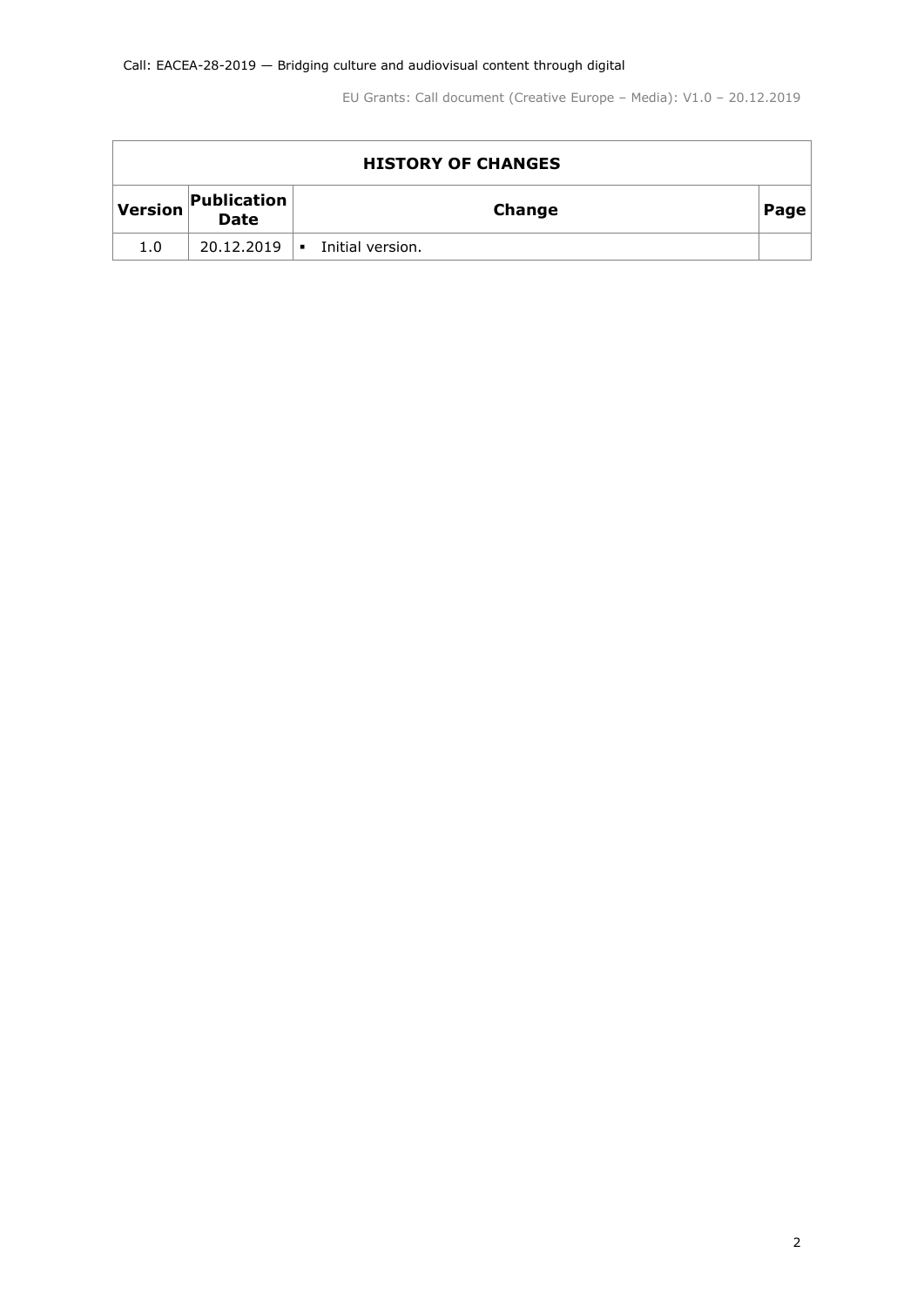| HISTORY OF CHANGES | | | |
|---|---|---|---|
| **Version** | **Publication Date** | **Change** | **Page** |
| 1.0 | 20.12.2019 | ▪ Initial version. | |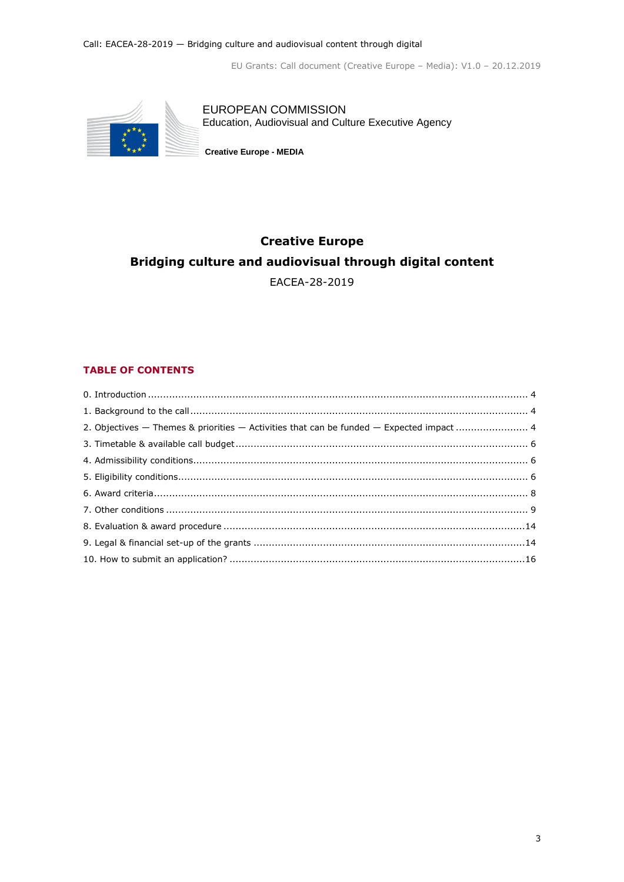EUROPEAN COMMISSION
Education, Audiovisual and Culture Executive Agency

**Creative Europe - MEDIA**

# Creative Europe
# Bridging culture and audiovisual through digital content

EACEA-28-2019

## TABLE OF CONTENTS

0. Introduction ........ 4
1. Background to the call ........ 4
2. Objectives — Themes & priorities — Activities that can be funded — Expected impact ........ 4
3. Timetable & available call budget ........ 6
4. Admissibility conditions ........ 6
5. Eligibility conditions ........ 6
6. Award criteria ........ 8
7. Other conditions ........ 9
8. Evaluation & award procedure ........ 14
9. Legal & financial set-up of the grants ........ 14
10. How to submit an application? ........ 16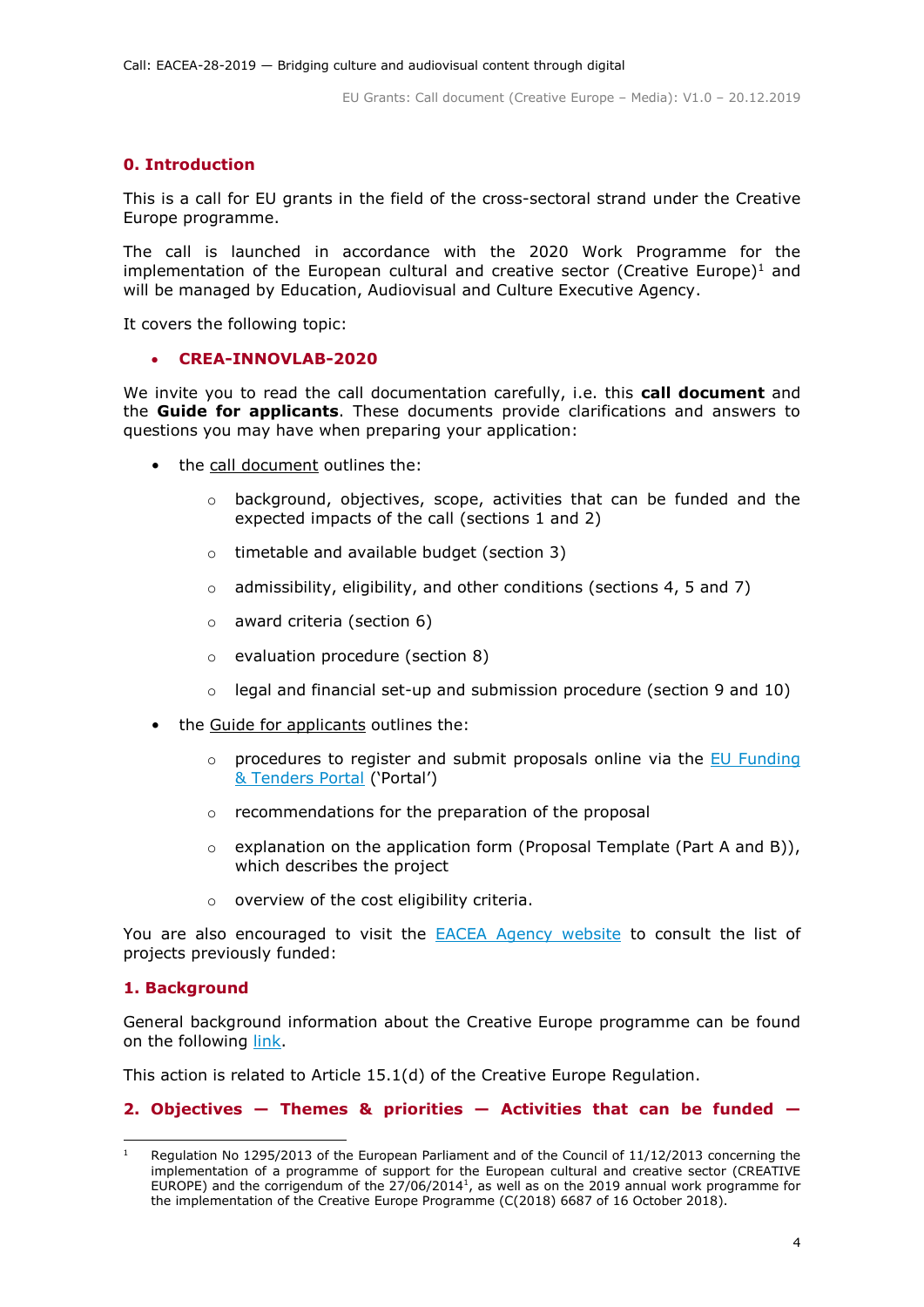## 0. Introduction

This is a call for EU grants in the field of the cross-sectoral strand under the Creative Europe programme.

The call is launched in accordance with the 2020 Work Programme for the implementation of the European cultural and creative sector (Creative Europe)[1] and will be managed by Education, Audiovisual and Culture Executive Agency.

It covers the following topic:

- **CREA-INNOVLAB-2020**

We invite you to read the call documentation carefully, i.e. this **call document** and the **Guide for applicants**. These documents provide clarifications and answers to questions you may have when preparing your application:

- the call document outlines the:
  - background, objectives, scope, activities that can be funded and the expected impacts of the call (sections 1 and 2)
  - timetable and available budget (section 3)
  - admissibility, eligibility, and other conditions (sections 4, 5 and 7)
  - award criteria (section 6)
  - evaluation procedure (section 8)
  - legal and financial set-up and submission procedure (section 9 and 10)
- the Guide for applicants outlines the:
  - procedures to register and submit proposals online via the EU Funding & Tenders Portal ('Portal')
  - recommendations for the preparation of the proposal
  - explanation on the application form (Proposal Template (Part A and B)), which describes the project
  - overview of the cost eligibility criteria.

You are also encouraged to visit the EACEA Agency website to consult the list of projects previously funded:

## 1. Background

General background information about the Creative Europe programme can be found on the following link.

This action is related to Article 15.1(d) of the Creative Europe Regulation.

## 2. Objectives — Themes & priorities — Activities that can be funded —

[1] Regulation No 1295/2013 of the European Parliament and of the Council of 11/12/2013 concerning the implementation of a programme of support for the European cultural and creative sector (CREATIVE EUROPE) and the corrigendum of the 27/06/2014[1], as well as on the 2019 annual work programme for the implementation of the Creative Europe Programme (C(2018) 6687 of 16 October 2018).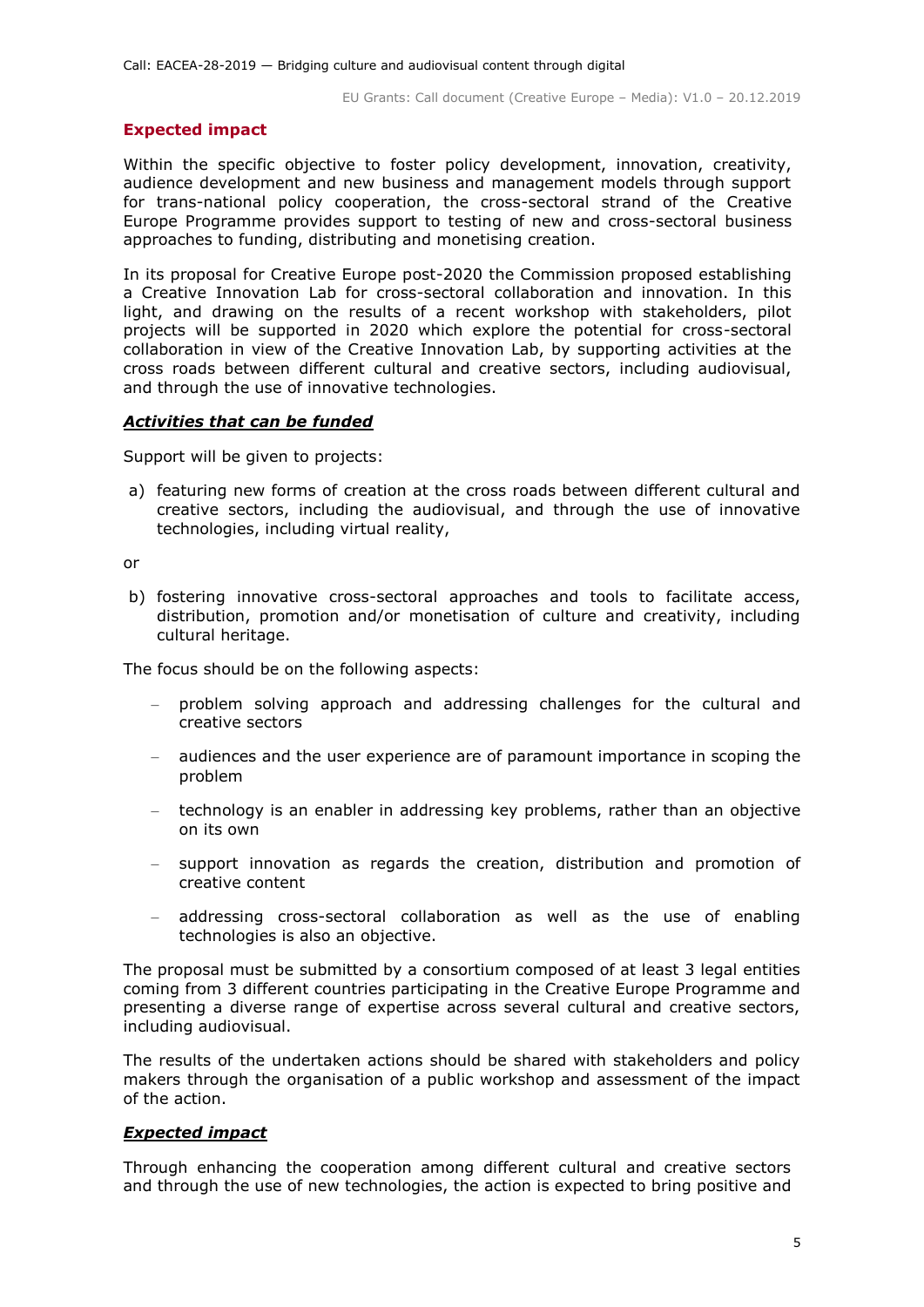## Expected impact

Within the specific objective to foster policy development, innovation, creativity, audience development and new business and management models through support for trans-national policy cooperation, the cross-sectoral strand of the Creative Europe Programme provides support to testing of new and cross-sectoral business approaches to funding, distributing and monetising creation.

In its proposal for Creative Europe post-2020 the Commission proposed establishing a Creative Innovation Lab for cross-sectoral collaboration and innovation. In this light, and drawing on the results of a recent workshop with stakeholders, pilot projects will be supported in 2020 which explore the potential for cross-sectoral collaboration in view of the Creative Innovation Lab, by supporting activities at the cross roads between different cultural and creative sectors, including audiovisual, and through the use of innovative technologies.

### ***Activities that can be funded***

Support will be given to projects:

a) featuring new forms of creation at the cross roads between different cultural and creative sectors, including the audiovisual, and through the use of innovative technologies, including virtual reality,

or

b) fostering innovative cross-sectoral approaches and tools to facilitate access, distribution, promotion and/or monetisation of culture and creativity, including cultural heritage.

The focus should be on the following aspects:

- problem solving approach and addressing challenges for the cultural and creative sectors
- audiences and the user experience are of paramount importance in scoping the problem
- technology is an enabler in addressing key problems, rather than an objective on its own
- support innovation as regards the creation, distribution and promotion of creative content
- addressing cross-sectoral collaboration as well as the use of enabling technologies is also an objective.

The proposal must be submitted by a consortium composed of at least 3 legal entities coming from 3 different countries participating in the Creative Europe Programme and presenting a diverse range of expertise across several cultural and creative sectors, including audiovisual.

The results of the undertaken actions should be shared with stakeholders and policy makers through the organisation of a public workshop and assessment of the impact of the action.

### ***Expected impact***

Through enhancing the cooperation among different cultural and creative sectors and through the use of new technologies, the action is expected to bring positive and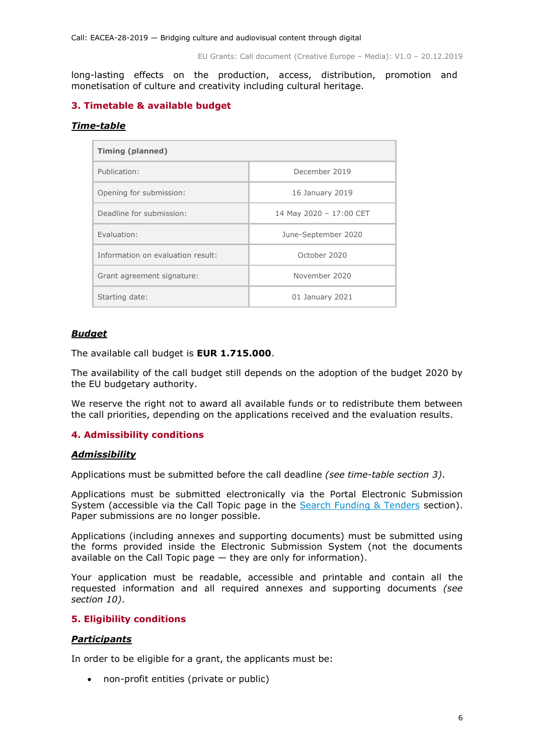long-lasting effects on the production, access, distribution, promotion and monetisation of culture and creativity including cultural heritage.

## 3. Timetable & available budget

***Time-table***

| Timing (planned) | |
|---|---|
| Publication: | December 2019 |
| Opening for submission: | 16 January 2019 |
| Deadline for submission: | 14 May 2020 – 17:00 CET |
| Evaluation: | June-September 2020 |
| Information on evaluation result: | October 2020 |
| Grant agreement signature: | November 2020 |
| Starting date: | 01 January 2021 |

***Budget***

The available call budget is **EUR 1.715.000**.

The availability of the call budget still depends on the adoption of the budget 2020 by the EU budgetary authority.

We reserve the right not to award all available funds or to redistribute them between the call priorities, depending on the applications received and the evaluation results.

## 4. Admissibility conditions

***Admissibility***

Applications must be submitted before the call deadline *(see time-table section 3)*.

Applications must be submitted electronically via the Portal Electronic Submission System (accessible via the Call Topic page in the Search Funding & Tenders section). Paper submissions are no longer possible.

Applications (including annexes and supporting documents) must be submitted using the forms provided inside the Electronic Submission System (not the documents available on the Call Topic page — they are only for information).

Your application must be readable, accessible and printable and contain all the requested information and all required annexes and supporting documents *(see section 10)*.

## 5. Eligibility conditions

***Participants***

In order to be eligible for a grant, the applicants must be:

- non-profit entities (private or public)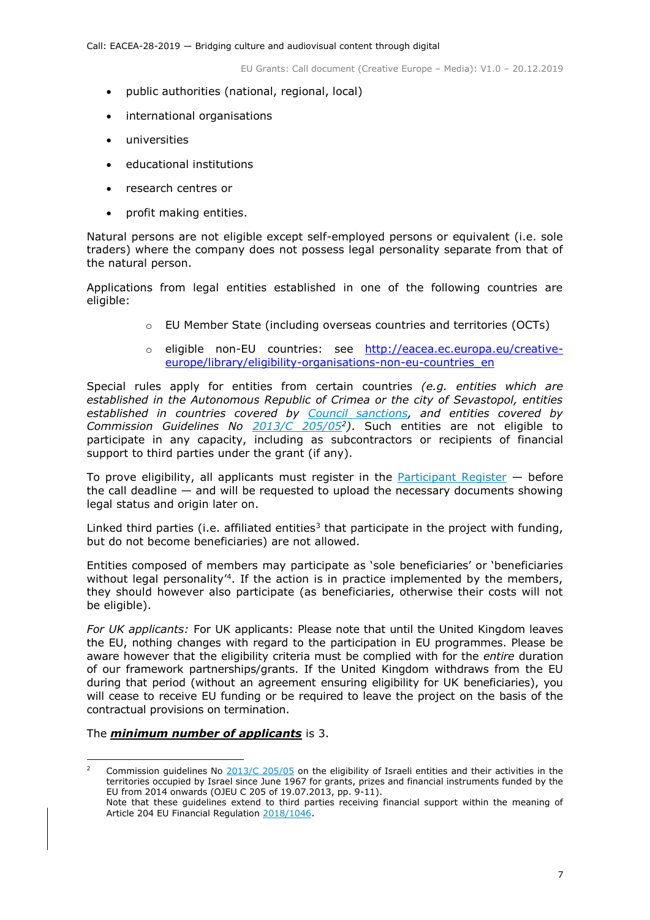- public authorities (national, regional, local)
- international organisations
- universities
- educational institutions
- research centres or
- profit making entities.

Natural persons are not eligible except self-employed persons or equivalent (i.e. sole traders) where the company does not possess legal personality separate from that of the natural person.

Applications from legal entities established in one of the following countries are eligible:

- EU Member State (including overseas countries and territories (OCTs)
- eligible non-EU countries: see http://eacea.ec.europa.eu/creative-europe/library/eligibility-organisations-non-eu-countries_en

Special rules apply for entities from certain countries *(e.g. entities which are established in the Autonomous Republic of Crimea or the city of Sevastopol, entities established in countries covered by Council sanctions, and entities covered by Commission Guidelines No 2013/C 205/05*[2]*)*. Such entities are not eligible to participate in any capacity, including as subcontractors or recipients of financial support to third parties under the grant (if any).

To prove eligibility, all applicants must register in the Participant Register — before the call deadline — and will be requested to upload the necessary documents showing legal status and origin later on.

Linked third parties (i.e. affiliated entities[3] that participate in the project with funding, but do not become beneficiaries) are not allowed.

Entities composed of members may participate as 'sole beneficiaries' or 'beneficiaries without legal personality'[4]. If the action is in practice implemented by the members, they should however also participate (as beneficiaries, otherwise their costs will not be eligible).

*For UK applicants:* For UK applicants: Please note that until the United Kingdom leaves the EU, nothing changes with regard to the participation in EU programmes. Please be aware however that the eligibility criteria must be complied with for the *entire* duration of our framework partnerships/grants. If the United Kingdom withdraws from the EU during that period (without an agreement ensuring eligibility for UK beneficiaries), you will cease to receive EU funding or be required to leave the project on the basis of the contractual provisions on termination.

The ***minimum number of applicants*** is 3.

---

[2] Commission guidelines No 2013/C 205/05 on the eligibility of Israeli entities and their activities in the territories occupied by Israel since June 1967 for grants, prizes and financial instruments funded by the EU from 2014 onwards (OJEU C 205 of 19.07.2013, pp. 9-11).
Note that these guidelines extend to third parties receiving financial support within the meaning of Article 204 EU Financial Regulation 2018/1046.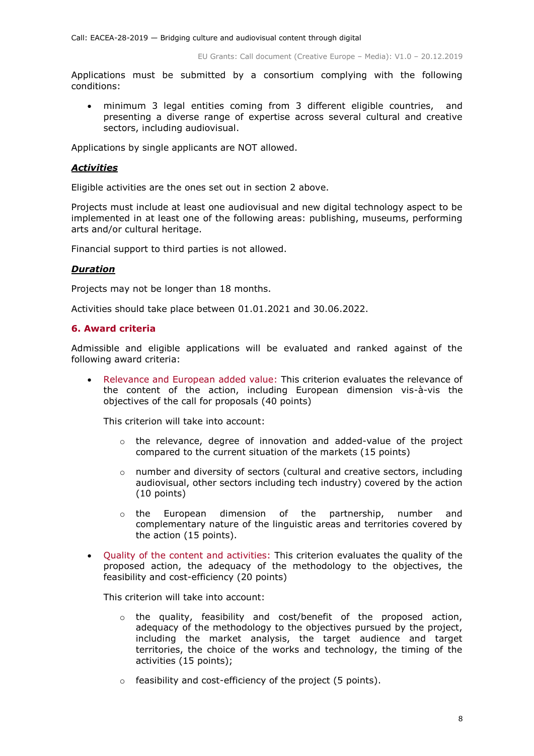Applications must be submitted by a consortium complying with the following conditions:

- minimum 3 legal entities coming from 3 different eligible countries, and presenting a diverse range of expertise across several cultural and creative sectors, including audiovisual.

Applications by single applicants are NOT allowed.

***Activities***

Eligible activities are the ones set out in section 2 above.

Projects must include at least one audiovisual and new digital technology aspect to be implemented in at least one of the following areas: publishing, museums, performing arts and/or cultural heritage.

Financial support to third parties is not allowed.

***Duration***

Projects may not be longer than 18 months.

Activities should take place between 01.01.2021 and 30.06.2022.

## 6. Award criteria

Admissible and eligible applications will be evaluated and ranked against of the following award criteria:

- Relevance and European added value: This criterion evaluates the relevance of the content of the action, including European dimension vis-à-vis the objectives of the call for proposals (40 points)

  This criterion will take into account:

  - the relevance, degree of innovation and added-value of the project compared to the current situation of the markets (15 points)
  - number and diversity of sectors (cultural and creative sectors, including audiovisual, other sectors including tech industry) covered by the action (10 points)
  - the European dimension of the partnership, number and complementary nature of the linguistic areas and territories covered by the action (15 points).

- Quality of the content and activities: This criterion evaluates the quality of the proposed action, the adequacy of the methodology to the objectives, the feasibility and cost-efficiency (20 points)

  This criterion will take into account:

  - the quality, feasibility and cost/benefit of the proposed action, adequacy of the methodology to the objectives pursued by the project, including the market analysis, the target audience and target territories, the choice of the works and technology, the timing of the activities (15 points);
  - feasibility and cost-efficiency of the project (5 points).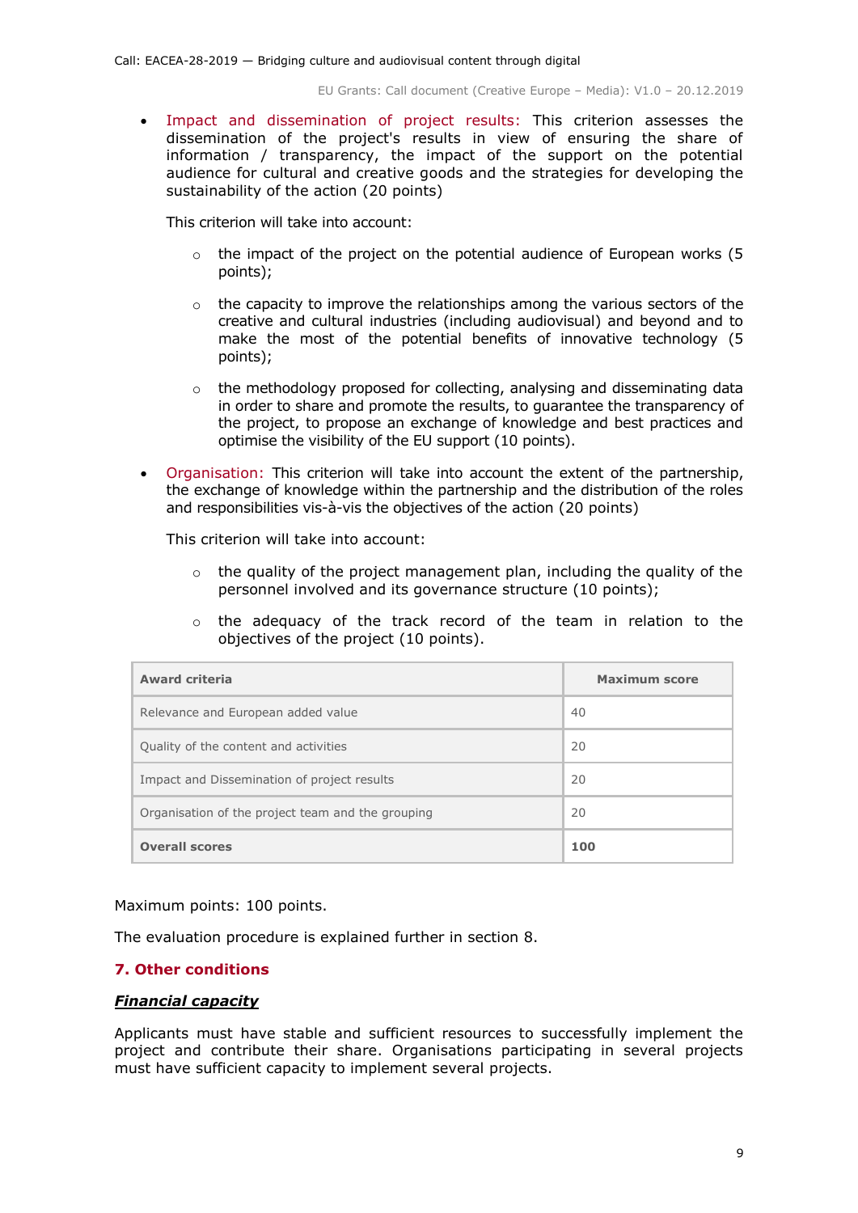- Impact and dissemination of project results: This criterion assesses the dissemination of the project's results in view of ensuring the share of information / transparency, the impact of the support on the potential audience for cultural and creative goods and the strategies for developing the sustainability of the action (20 points)

  This criterion will take into account:

  - the impact of the project on the potential audience of European works (5 points);
  - the capacity to improve the relationships among the various sectors of the creative and cultural industries (including audiovisual) and beyond and to make the most of the potential benefits of innovative technology (5 points);
  - the methodology proposed for collecting, analysing and disseminating data in order to share and promote the results, to guarantee the transparency of the project, to propose an exchange of knowledge and best practices and optimise the visibility of the EU support (10 points).

- Organisation: This criterion will take into account the extent of the partnership, the exchange of knowledge within the partnership and the distribution of the roles and responsibilities vis-à-vis the objectives of the action (20 points)

  This criterion will take into account:

  - the quality of the project management plan, including the quality of the personnel involved and its governance structure (10 points);
  - the adequacy of the track record of the team in relation to the objectives of the project (10 points).

| Award criteria | Maximum score |
|---|---|
| Relevance and European added value | 40 |
| Quality of the content and activities | 20 |
| Impact and Dissemination of project results | 20 |
| Organisation of the project team and the grouping | 20 |
| **Overall scores** | **100** |

Maximum points: 100 points.

The evaluation procedure is explained further in section 8.

## 7. Other conditions

***Financial capacity***

Applicants must have stable and sufficient resources to successfully implement the project and contribute their share. Organisations participating in several projects must have sufficient capacity to implement several projects.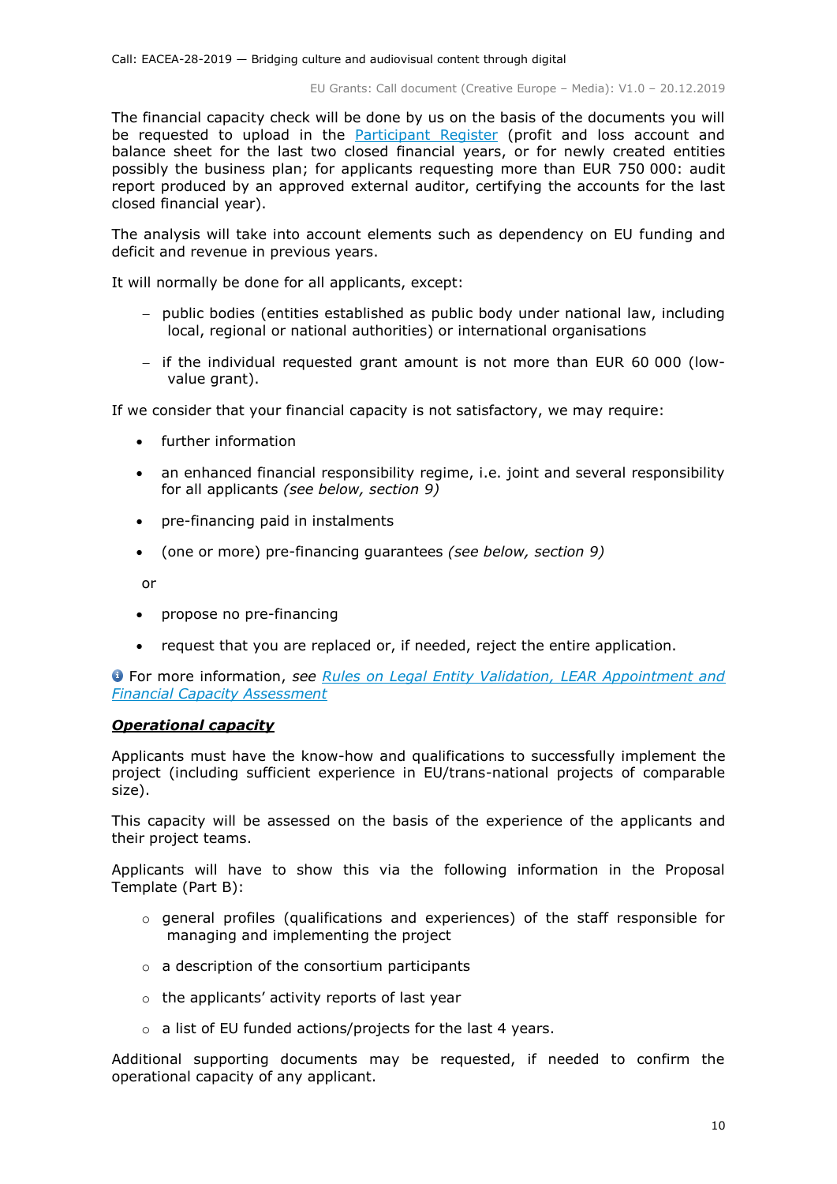The financial capacity check will be done by us on the basis of the documents you will be requested to upload in the [Participant Register](#) (profit and loss account and balance sheet for the last two closed financial years, or for newly created entities possibly the business plan; for applicants requesting more than EUR 750 000: audit report produced by an approved external auditor, certifying the accounts for the last closed financial year).

The analysis will take into account elements such as dependency on EU funding and deficit and revenue in previous years.

It will normally be done for all applicants, except:

- public bodies (entities established as public body under national law, including local, regional or national authorities) or international organisations
- if the individual requested grant amount is not more than EUR 60 000 (low-value grant).

If we consider that your financial capacity is not satisfactory, we may require:

- further information
- an enhanced financial responsibility regime, i.e. joint and several responsibility for all applicants *(see below, section 9)*
- pre-financing paid in instalments
- (one or more) pre-financing guarantees *(see below, section 9)*

or

- propose no pre-financing
- request that you are replaced or, if needed, reject the entire application.

For more information, *see [Rules on Legal Entity Validation, LEAR Appointment and Financial Capacity Assessment](#)*

***Operational capacity***

Applicants must have the know-how and qualifications to successfully implement the project (including sufficient experience in EU/trans-national projects of comparable size).

This capacity will be assessed on the basis of the experience of the applicants and their project teams.

Applicants will have to show this via the following information in the Proposal Template (Part B):

- general profiles (qualifications and experiences) of the staff responsible for managing and implementing the project
- a description of the consortium participants
- the applicants' activity reports of last year
- a list of EU funded actions/projects for the last 4 years.

Additional supporting documents may be requested, if needed to confirm the operational capacity of any applicant.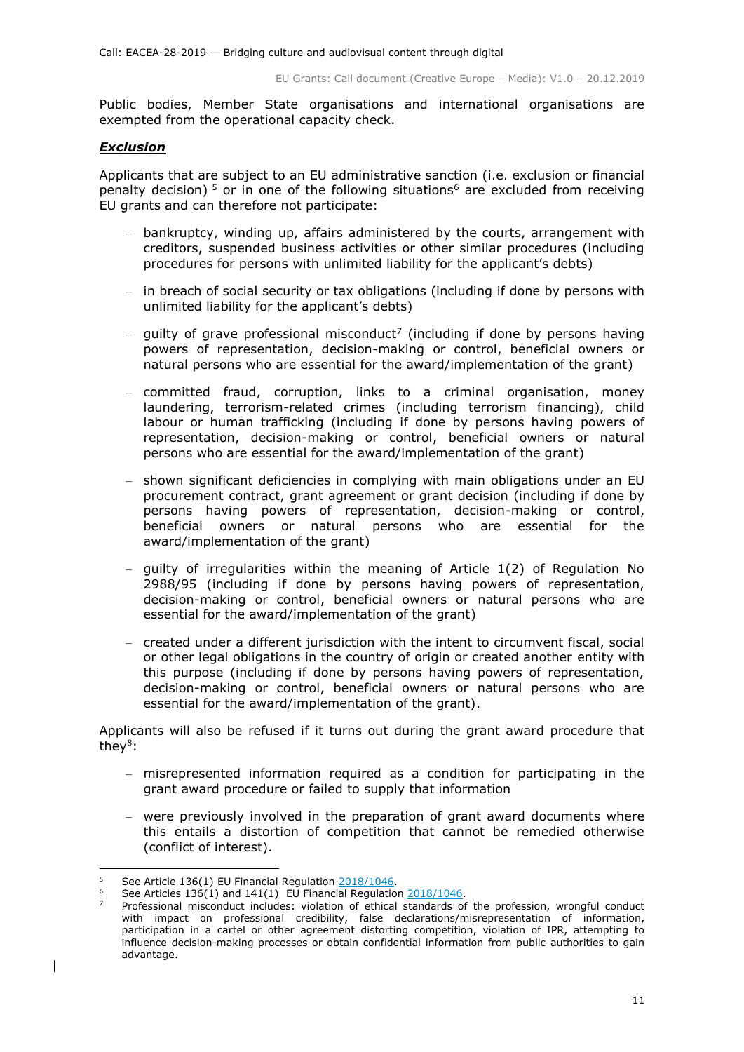Public bodies, Member State organisations and international organisations are exempted from the operational capacity check.

***Exclusion***

Applicants that are subject to an EU administrative sanction (i.e. exclusion or financial penalty decision) [5] or in one of the following situations[6] are excluded from receiving EU grants and can therefore not participate:

- bankruptcy, winding up, affairs administered by the courts, arrangement with creditors, suspended business activities or other similar procedures (including procedures for persons with unlimited liability for the applicant's debts)
- in breach of social security or tax obligations (including if done by persons with unlimited liability for the applicant's debts)
- guilty of grave professional misconduct[7] (including if done by persons having powers of representation, decision-making or control, beneficial owners or natural persons who are essential for the award/implementation of the grant)
- committed fraud, corruption, links to a criminal organisation, money laundering, terrorism-related crimes (including terrorism financing), child labour or human trafficking (including if done by persons having powers of representation, decision-making or control, beneficial owners or natural persons who are essential for the award/implementation of the grant)
- shown significant deficiencies in complying with main obligations under an EU procurement contract, grant agreement or grant decision (including if done by persons having powers of representation, decision-making or control, beneficial owners or natural persons who are essential for the award/implementation of the grant)
- guilty of irregularities within the meaning of Article 1(2) of Regulation No 2988/95 (including if done by persons having powers of representation, decision-making or control, beneficial owners or natural persons who are essential for the award/implementation of the grant)
- created under a different jurisdiction with the intent to circumvent fiscal, social or other legal obligations in the country of origin or created another entity with this purpose (including if done by persons having powers of representation, decision-making or control, beneficial owners or natural persons who are essential for the award/implementation of the grant).

Applicants will also be refused if it turns out during the grant award procedure that they[8]:

- misrepresented information required as a condition for participating in the grant award procedure or failed to supply that information
- were previously involved in the preparation of grant award documents where this entails a distortion of competition that cannot be remedied otherwise (conflict of interest).

---

[5] See Article 136(1) EU Financial Regulation 2018/1046.

[6] See Articles 136(1) and 141(1) EU Financial Regulation 2018/1046.

[7] Professional misconduct includes: violation of ethical standards of the profession, wrongful conduct with impact on professional credibility, false declarations/misrepresentation of information, participation in a cartel or other agreement distorting competition, violation of IPR, attempting to influence decision-making processes or obtain confidential information from public authorities to gain advantage.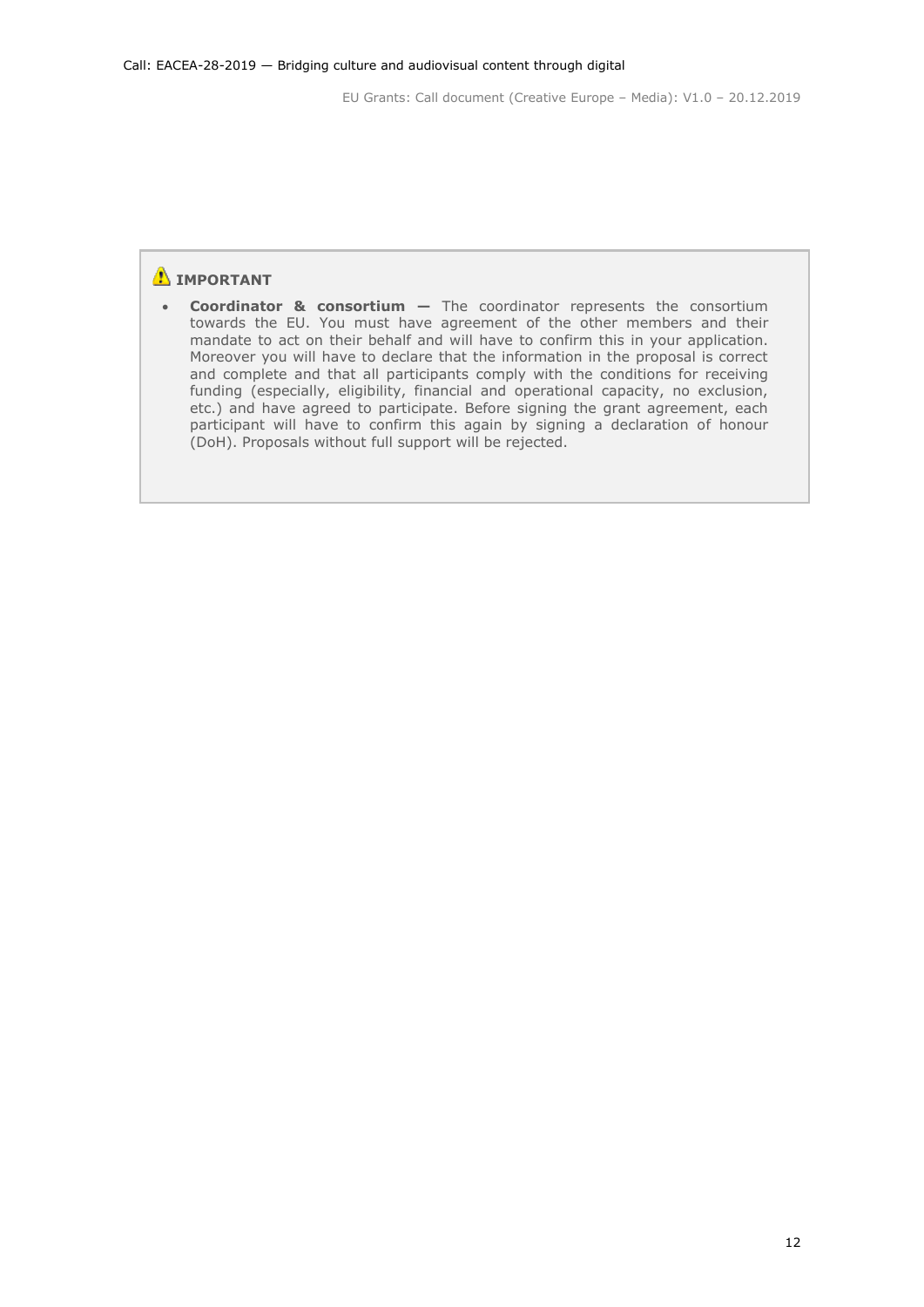**IMPORTANT**

- **Coordinator & consortium —** The coordinator represents the consortium towards the EU. You must have agreement of the other members and their mandate to act on their behalf and will have to confirm this in your application. Moreover you will have to declare that the information in the proposal is correct and complete and that all participants comply with the conditions for receiving funding (especially, eligibility, financial and operational capacity, no exclusion, etc.) and have agreed to participate. Before signing the grant agreement, each participant will have to confirm this again by signing a declaration of honour (DoH). Proposals without full support will be rejected.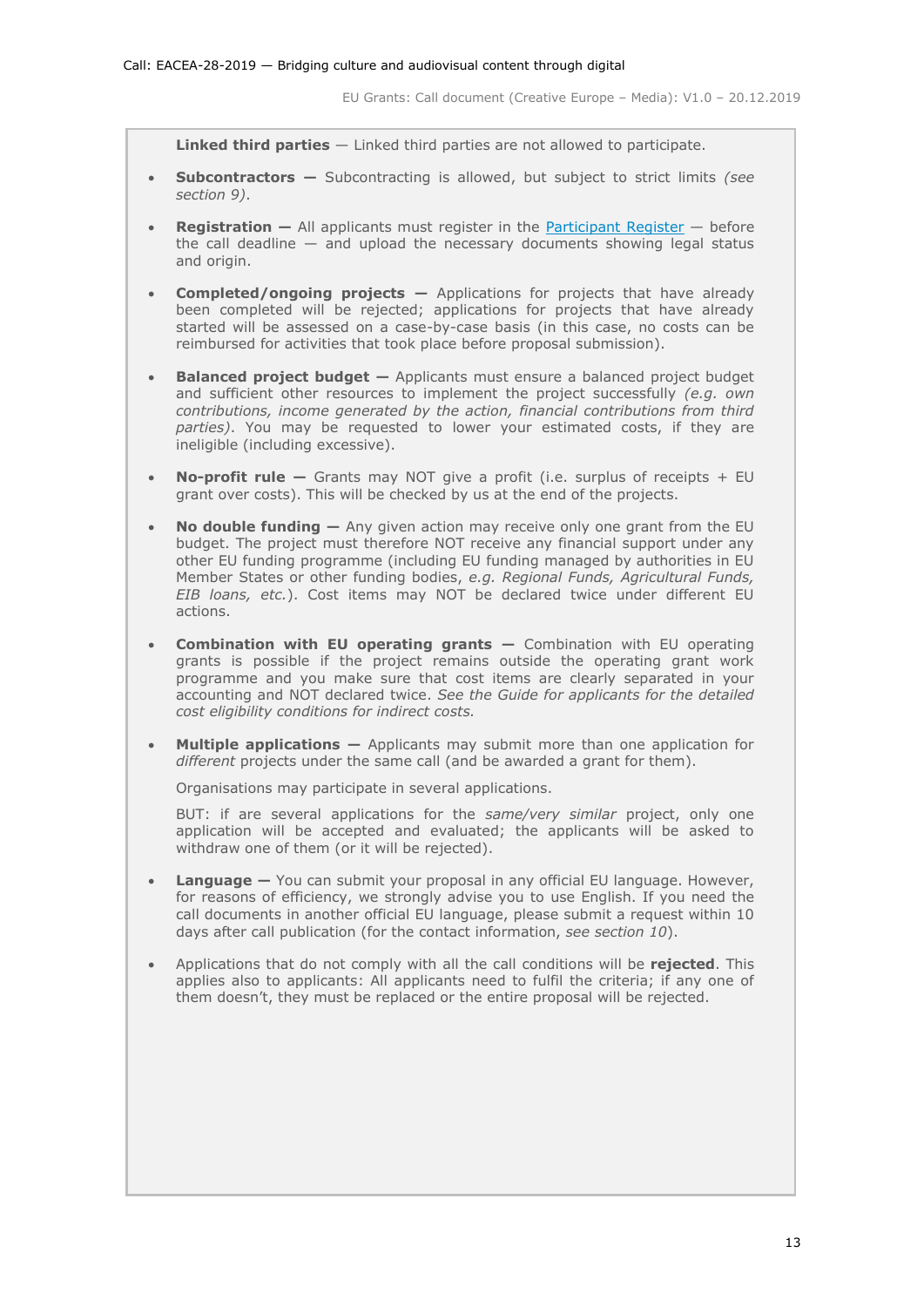**Linked third parties** — Linked third parties are not allowed to participate.

- **Subcontractors —** Subcontracting is allowed, but subject to strict limits *(see section 9)*.

- **Registration —** All applicants must register in the [Participant Register](Participant Register) — before the call deadline — and upload the necessary documents showing legal status and origin.

- **Completed/ongoing projects —** Applications for projects that have already been completed will be rejected; applications for projects that have already started will be assessed on a case-by-case basis (in this case, no costs can be reimbursed for activities that took place before proposal submission).

- **Balanced project budget —** Applicants must ensure a balanced project budget and sufficient other resources to implement the project successfully *(e.g. own contributions, income generated by the action, financial contributions from third parties)*. You may be requested to lower your estimated costs, if they are ineligible (including excessive).

- **No-profit rule —** Grants may NOT give a profit (i.e. surplus of receipts + EU grant over costs). This will be checked by us at the end of the projects.

- **No double funding —** Any given action may receive only one grant from the EU budget. The project must therefore NOT receive any financial support under any other EU funding programme (including EU funding managed by authorities in EU Member States or other funding bodies, *e.g. Regional Funds, Agricultural Funds, EIB loans, etc.*). Cost items may NOT be declared twice under different EU actions.

- **Combination with EU operating grants —** Combination with EU operating grants is possible if the project remains outside the operating grant work programme and you make sure that cost items are clearly separated in your accounting and NOT declared twice. *See the Guide for applicants for the detailed cost eligibility conditions for indirect costs.*

- **Multiple applications —** Applicants may submit more than one application for *different* projects under the same call (and be awarded a grant for them).

  Organisations may participate in several applications.

  BUT: if are several applications for the *same/very similar* project, only one application will be accepted and evaluated; the applicants will be asked to withdraw one of them (or it will be rejected).

- **Language —** You can submit your proposal in any official EU language. However, for reasons of efficiency, we strongly advise you to use English. If you need the call documents in another official EU language, please submit a request within 10 days after call publication (for the contact information, *see section 10*).

- Applications that do not comply with all the call conditions will be **rejected**. This applies also to applicants: All applicants need to fulfil the criteria; if any one of them doesn't, they must be replaced or the entire proposal will be rejected.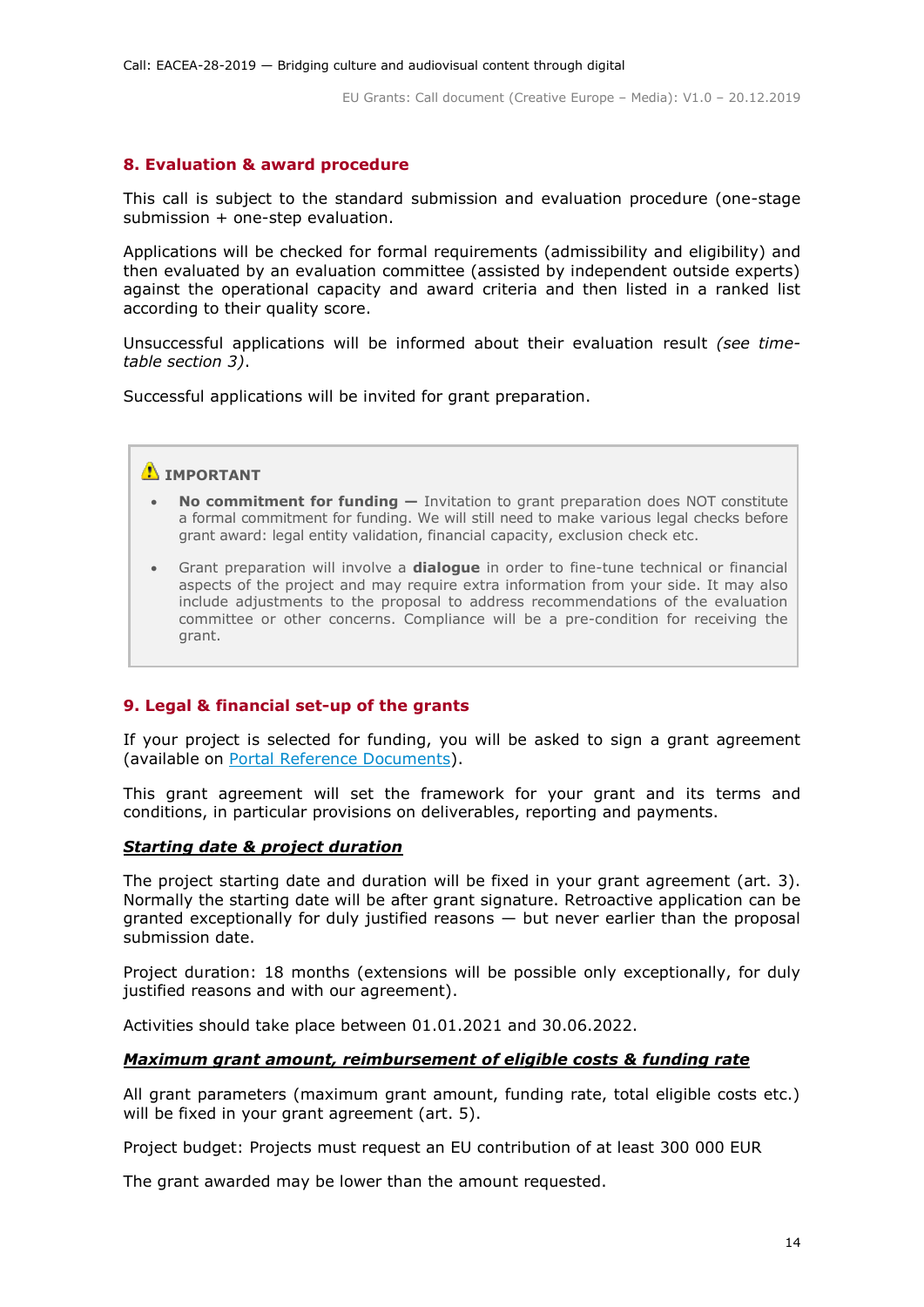## 8. Evaluation & award procedure

This call is subject to the standard submission and evaluation procedure (one-stage submission + one-step evaluation.

Applications will be checked for formal requirements (admissibility and eligibility) and then evaluated by an evaluation committee (assisted by independent outside experts) against the operational capacity and award criteria and then listed in a ranked list according to their quality score.

Unsuccessful applications will be informed about their evaluation result *(see time-table section 3)*.

Successful applications will be invited for grant preparation.

> ⚠ **IMPORTANT**
>
> - **No commitment for funding —** Invitation to grant preparation does NOT constitute a formal commitment for funding. We will still need to make various legal checks before grant award: legal entity validation, financial capacity, exclusion check etc.
> - Grant preparation will involve a **dialogue** in order to fine-tune technical or financial aspects of the project and may require extra information from your side. It may also include adjustments to the proposal to address recommendations of the evaluation committee or other concerns. Compliance will be a pre-condition for receiving the grant.

## 9. Legal & financial set-up of the grants

If your project is selected for funding, you will be asked to sign a grant agreement (available on Portal Reference Documents).

This grant agreement will set the framework for your grant and its terms and conditions, in particular provisions on deliverables, reporting and payments.

***Starting date & project duration***

The project starting date and duration will be fixed in your grant agreement (art. 3). Normally the starting date will be after grant signature. Retroactive application can be granted exceptionally for duly justified reasons — but never earlier than the proposal submission date.

Project duration: 18 months (extensions will be possible only exceptionally, for duly justified reasons and with our agreement).

Activities should take place between 01.01.2021 and 30.06.2022.

***Maximum grant amount, reimbursement of eligible costs & funding rate***

All grant parameters (maximum grant amount, funding rate, total eligible costs etc.) will be fixed in your grant agreement (art. 5).

Project budget: Projects must request an EU contribution of at least 300 000 EUR

The grant awarded may be lower than the amount requested.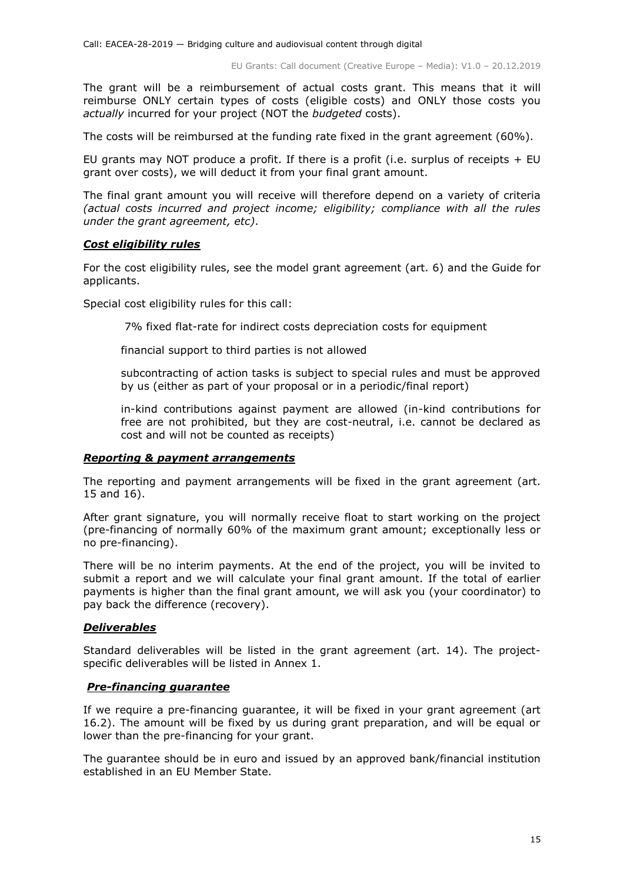The grant will be a reimbursement of actual costs grant. This means that it will reimburse ONLY certain types of costs (eligible costs) and ONLY those costs you *actually* incurred for your project (NOT the *budgeted* costs).

The costs will be reimbursed at the funding rate fixed in the grant agreement (60%).

EU grants may NOT produce a profit. If there is a profit (i.e. surplus of receipts + EU grant over costs), we will deduct it from your final grant amount.

The final grant amount you will receive will therefore depend on a variety of criteria *(actual costs incurred and project income; eligibility; compliance with all the rules under the grant agreement, etc)*.

***Cost eligibility rules***

For the cost eligibility rules, see the model grant agreement (art. 6) and the Guide for applicants.

Special cost eligibility rules for this call:

- 7% fixed flat-rate for indirect costs depreciation costs for equipment
- financial support to third parties is not allowed
- subcontracting of action tasks is subject to special rules and must be approved by us (either as part of your proposal or in a periodic/final report)
- in-kind contributions against payment are allowed (in-kind contributions for free are not prohibited, but they are cost-neutral, i.e. cannot be declared as cost and will not be counted as receipts)

***Reporting & payment arrangements***

The reporting and payment arrangements will be fixed in the grant agreement (art. 15 and 16).

After grant signature, you will normally receive float to start working on the project (pre-financing of normally 60% of the maximum grant amount; exceptionally less or no pre-financing).

There will be no interim payments. At the end of the project, you will be invited to submit a report and we will calculate your final grant amount. If the total of earlier payments is higher than the final grant amount, we will ask you (your coordinator) to pay back the difference (recovery).

***Deliverables***

Standard deliverables will be listed in the grant agreement (art. 14). The project-specific deliverables will be listed in Annex 1.

***Pre-financing guarantee***

If we require a pre-financing guarantee, it will be fixed in your grant agreement (art 16.2). The amount will be fixed by us during grant preparation, and will be equal or lower than the pre-financing for your grant.

The guarantee should be in euro and issued by an approved bank/financial institution established in an EU Member State.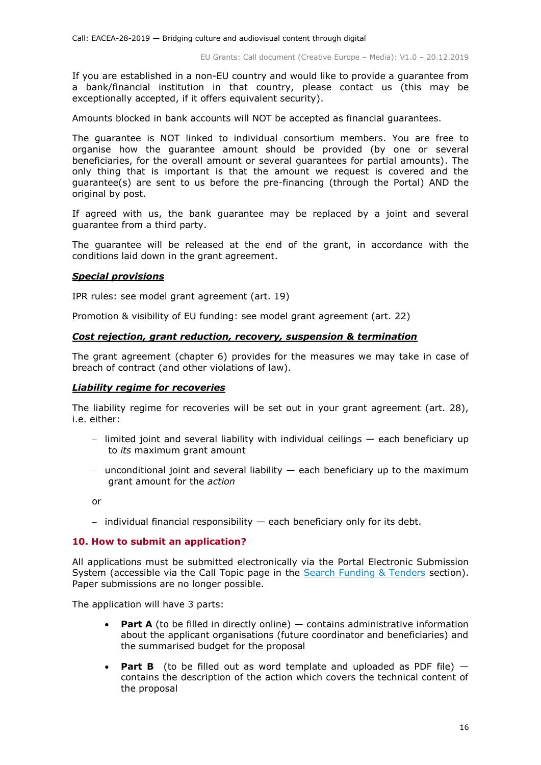If you are established in a non-EU country and would like to provide a guarantee from a bank/financial institution in that country, please contact us (this may be exceptionally accepted, if it offers equivalent security).

Amounts blocked in bank accounts will NOT be accepted as financial guarantees.

The guarantee is NOT linked to individual consortium members. You are free to organise how the guarantee amount should be provided (by one or several beneficiaries, for the overall amount or several guarantees for partial amounts). The only thing that is important is that the amount we request is covered and the guarantee(s) are sent to us before the pre-financing (through the Portal) AND the original by post.

If agreed with us, the bank guarantee may be replaced by a joint and several guarantee from a third party.

The guarantee will be released at the end of the grant, in accordance with the conditions laid down in the grant agreement.

***Special provisions***

IPR rules: see model grant agreement (art. 19)

Promotion & visibility of EU funding: see model grant agreement (art. 22)

***Cost rejection, grant reduction, recovery, suspension & termination***

The grant agreement (chapter 6) provides for the measures we may take in case of breach of contract (and other violations of law).

***Liability regime for recoveries***

The liability regime for recoveries will be set out in your grant agreement (art. 28), i.e. either:

- limited joint and several liability with individual ceilings — each beneficiary up to *its* maximum grant amount
- unconditional joint and several liability — each beneficiary up to the maximum grant amount for the *action*

or

- individual financial responsibility — each beneficiary only for its debt.

## 10. How to submit an application?

All applications must be submitted electronically via the Portal Electronic Submission System (accessible via the Call Topic page in the Search Funding & Tenders section). Paper submissions are no longer possible.

The application will have 3 parts:

- **Part A** (to be filled in directly online) — contains administrative information about the applicant organisations (future coordinator and beneficiaries) and the summarised budget for the proposal
- **Part B** (to be filled out as word template and uploaded as PDF file) — contains the description of the action which covers the technical content of the proposal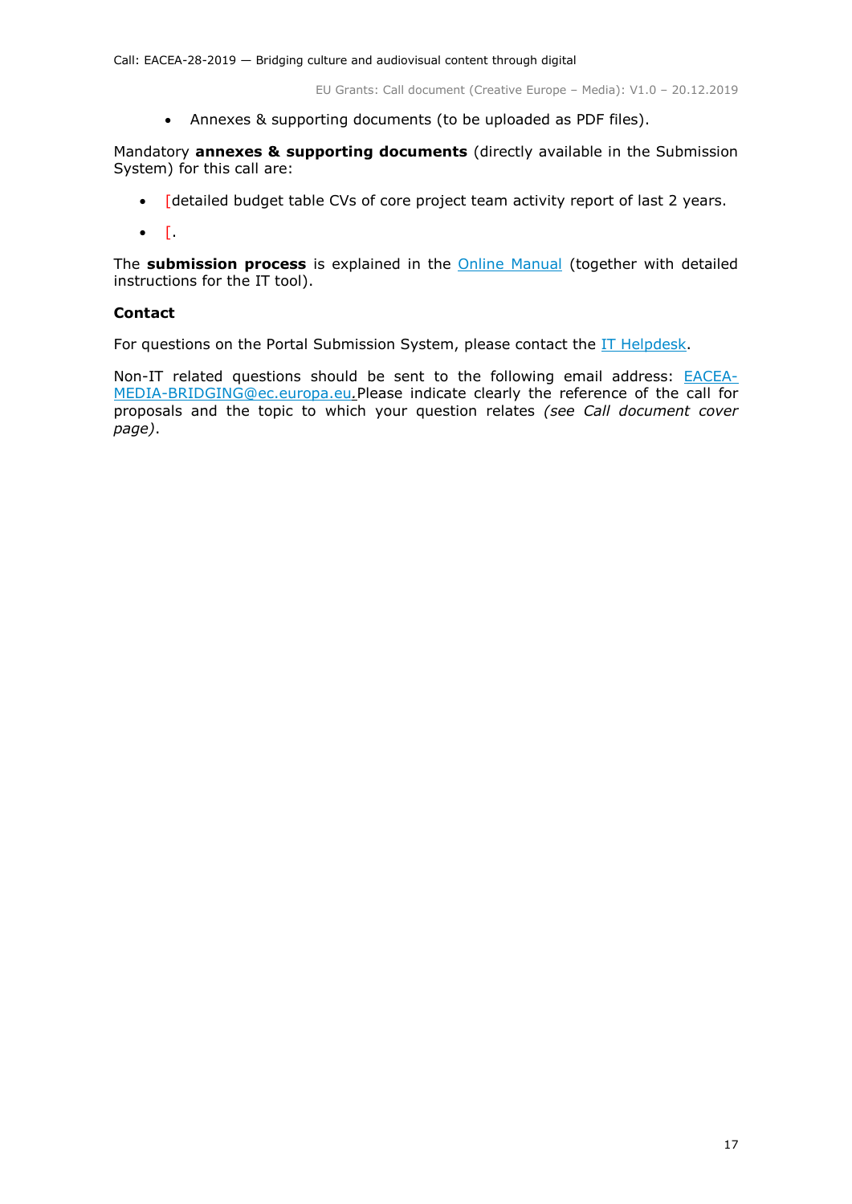- Annexes & supporting documents (to be uploaded as PDF files).

Mandatory **annexes & supporting documents** (directly available in the Submission System) for this call are:

- [detailed budget table CVs of core project team activity report of last 2 years.
- [.

The **submission process** is explained in the Online Manual (together with detailed instructions for the IT tool).

**Contact**

For questions on the Portal Submission System, please contact the IT Helpdesk.

Non-IT related questions should be sent to the following email address: EACEA-MEDIA-BRIDGING@ec.europa.eu.Please indicate clearly the reference of the call for proposals and the topic to which your question relates *(see Call document cover page)*.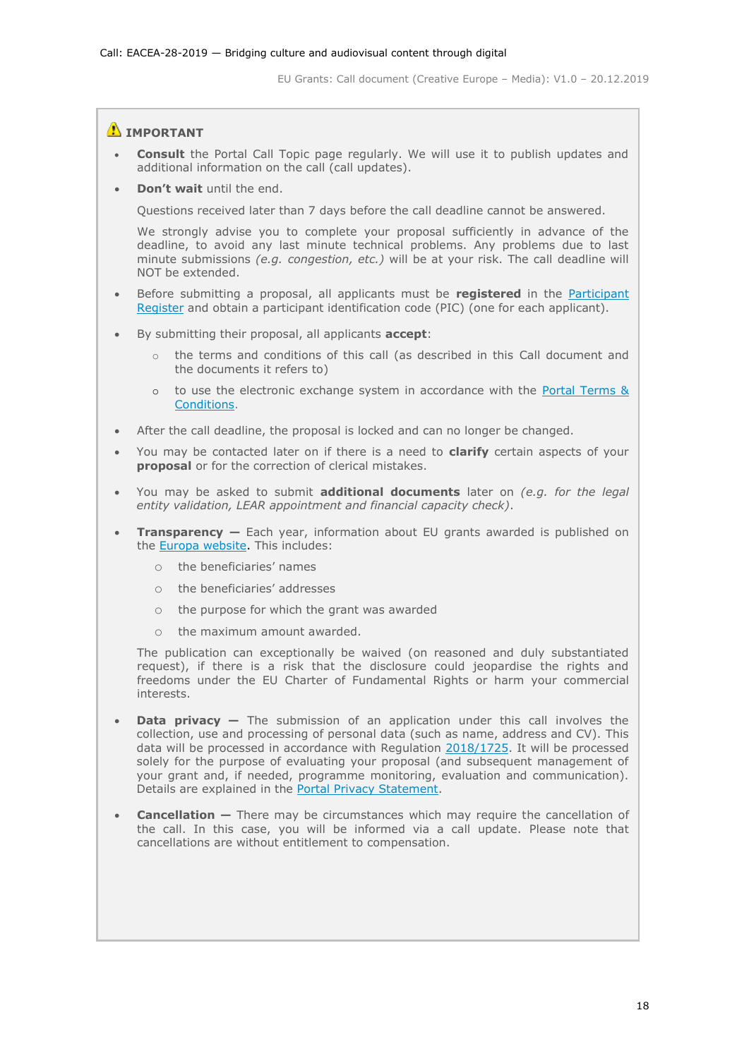**IMPORTANT**

- **Consult** the Portal Call Topic page regularly. We will use it to publish updates and additional information on the call (call updates).
- **Don't wait** until the end.

  Questions received later than 7 days before the call deadline cannot be answered.

  We strongly advise you to complete your proposal sufficiently in advance of the deadline, to avoid any last minute technical problems. Any problems due to last minute submissions *(e.g. congestion, etc.)* will be at your risk. The call deadline will NOT be extended.
- Before submitting a proposal, all applicants must be **registered** in the Participant Register and obtain a participant identification code (PIC) (one for each applicant).
- By submitting their proposal, all applicants **accept**:
  - the terms and conditions of this call (as described in this Call document and the documents it refers to)
  - to use the electronic exchange system in accordance with the Portal Terms & Conditions.
- After the call deadline, the proposal is locked and can no longer be changed.
- You may be contacted later on if there is a need to **clarify** certain aspects of your **proposal** or for the correction of clerical mistakes.
- You may be asked to submit **additional documents** later on *(e.g. for the legal entity validation, LEAR appointment and financial capacity check)*.
- **Transparency —** Each year, information about EU grants awarded is published on the Europa website. This includes:
  - the beneficiaries' names
  - the beneficiaries' addresses
  - the purpose for which the grant was awarded
  - the maximum amount awarded.

  The publication can exceptionally be waived (on reasoned and duly substantiated request), if there is a risk that the disclosure could jeopardise the rights and freedoms under the EU Charter of Fundamental Rights or harm your commercial interests.
- **Data privacy —** The submission of an application under this call involves the collection, use and processing of personal data (such as name, address and CV). This data will be processed in accordance with Regulation 2018/1725. It will be processed solely for the purpose of evaluating your proposal (and subsequent management of your grant and, if needed, programme monitoring, evaluation and communication). Details are explained in the Portal Privacy Statement.
- **Cancellation —** There may be circumstances which may require the cancellation of the call. In this case, you will be informed via a call update. Please note that cancellations are without entitlement to compensation.